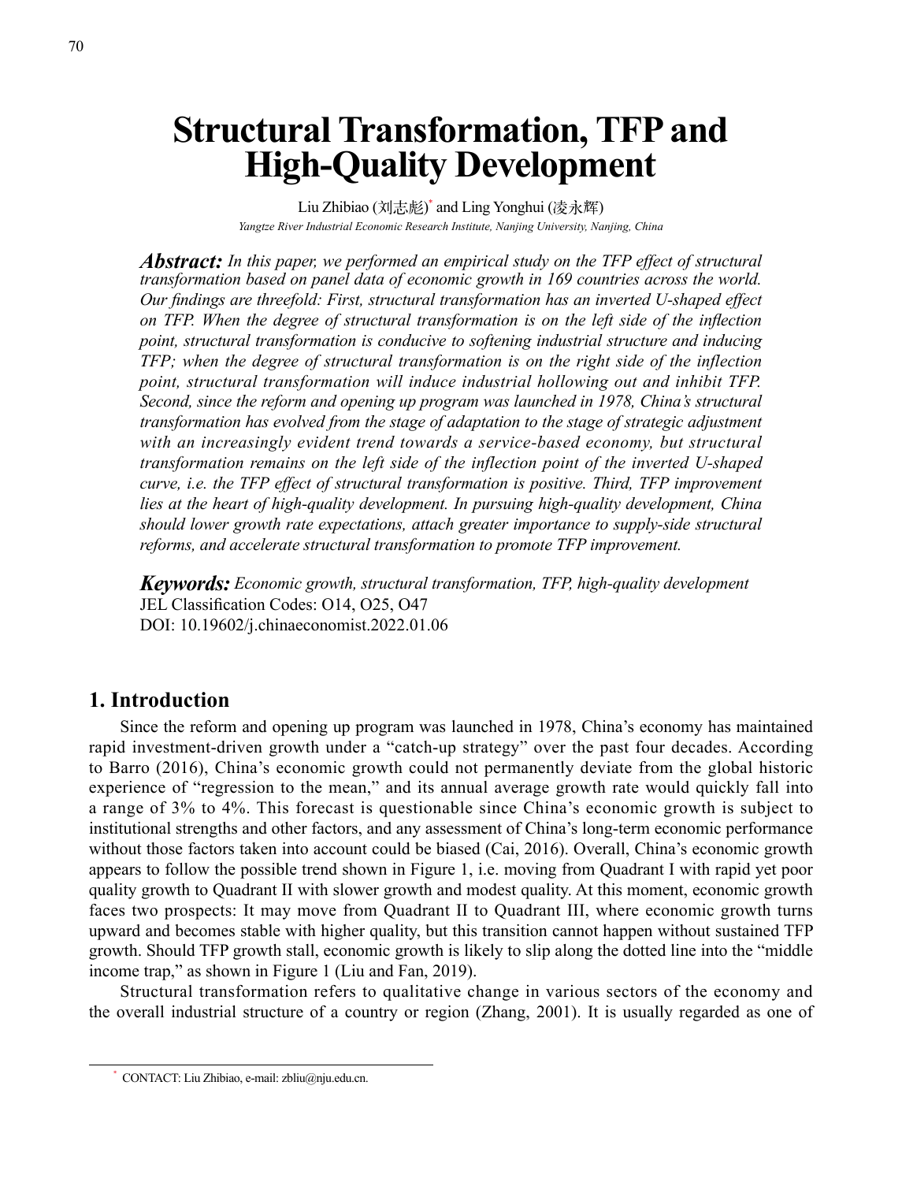# Structural Transformation, TFP and High-Quality Development

Liu Zhibiao (刘志彪)* and Ling Yonghui (凌永辉)

*Yangtze River Industrial Economic Research Institute, Nanjing University, Nanjing, China*

***Abstract:*** *In this paper, we performed an empirical study on the TFP effect of structural transformation based on panel data of economic growth in 169 countries across the world. Our findings are threefold: First, structural transformation has an inverted U-shaped effect on TFP. When the degree of structural transformation is on the left side of the inflection point, structural transformation is conducive to softening industrial structure and inducing TFP; when the degree of structural transformation is on the right side of the inflection point, structural transformation will induce industrial hollowing out and inhibit TFP. Second, since the reform and opening up program was launched in 1978, China's structural transformation has evolved from the stage of adaptation to the stage of strategic adjustment with an increasingly evident trend towards a service-based economy, but structural transformation remains on the left side of the inflection point of the inverted U-shaped curve, i.e. the TFP effect of structural transformation is positive. Third, TFP improvement lies at the heart of high-quality development. In pursuing high-quality development, China should lower growth rate expectations, attach greater importance to supply-side structural reforms, and accelerate structural transformation to promote TFP improvement.*

***Keywords:*** *Economic growth, structural transformation, TFP, high-quality development*

JEL Classification Codes: O14, O25, O47

DOI: 10.19602/j.chinaeconomist.2022.01.06

## 1. Introduction

Since the reform and opening up program was launched in 1978, China's economy has maintained rapid investment-driven growth under a "catch-up strategy" over the past four decades. According to Barro (2016), China's economic growth could not permanently deviate from the global historic experience of "regression to the mean," and its annual average growth rate would quickly fall into a range of 3% to 4%. This forecast is questionable since China's economic growth is subject to institutional strengths and other factors, and any assessment of China's long-term economic performance without those factors taken into account could be biased (Cai, 2016). Overall, China's economic growth appears to follow the possible trend shown in Figure 1, i.e. moving from Quadrant I with rapid yet poor quality growth to Quadrant II with slower growth and modest quality. At this moment, economic growth faces two prospects: It may move from Quadrant II to Quadrant III, where economic growth turns upward and becomes stable with higher quality, but this transition cannot happen without sustained TFP growth. Should TFP growth stall, economic growth is likely to slip along the dotted line into the "middle income trap," as shown in Figure 1 (Liu and Fan, 2019).

Structural transformation refers to qualitative change in various sectors of the economy and the overall industrial structure of a country or region (Zhang, 2001). It is usually regarded as one of

* CONTACT: Liu Zhibiao, e-mail: zbliu@nju.edu.cn.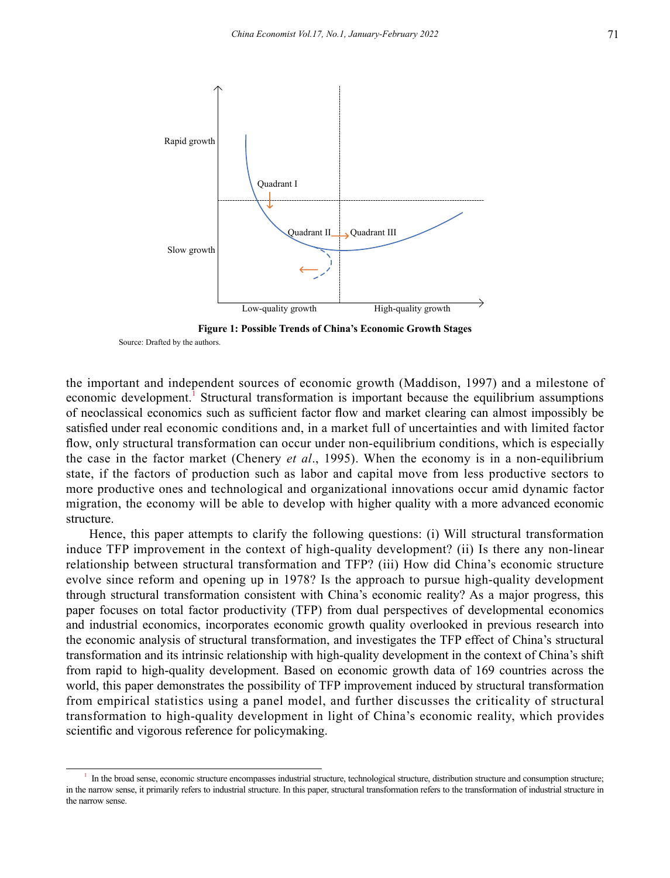Figure 1: Possible Trends of China's Economic Growth Stages

Source: Drafted by the authors.

the important and independent sources of economic growth (Maddison, 1997) and a milestone of economic development.[1] Structural transformation is important because the equilibrium assumptions of neoclassical economics such as sufficient factor flow and market clearing can almost impossibly be satisfied under real economic conditions and, in a market full of uncertainties and with limited factor flow, only structural transformation can occur under non-equilibrium conditions, which is especially the case in the factor market (Chenery *et al*., 1995). When the economy is in a non-equilibrium state, if the factors of production such as labor and capital move from less productive sectors to more productive ones and technological and organizational innovations occur amid dynamic factor migration, the economy will be able to develop with higher quality with a more advanced economic structure.

Hence, this paper attempts to clarify the following questions: (i) Will structural transformation induce TFP improvement in the context of high-quality development? (ii) Is there any non-linear relationship between structural transformation and TFP? (iii) How did China's economic structure evolve since reform and opening up in 1978? Is the approach to pursue high-quality development through structural transformation consistent with China's economic reality? As a major progress, this paper focuses on total factor productivity (TFP) from dual perspectives of developmental economics and industrial economics, incorporates economic growth quality overlooked in previous research into the economic analysis of structural transformation, and investigates the TFP effect of China's structural transformation and its intrinsic relationship with high-quality development in the context of China's shift from rapid to high-quality development. Based on economic growth data of 169 countries across the world, this paper demonstrates the possibility of TFP improvement induced by structural transformation from empirical statistics using a panel model, and further discusses the criticality of structural transformation to high-quality development in light of China's economic reality, which provides scientific and vigorous reference for policymaking.

[1] In the broad sense, economic structure encompasses industrial structure, technological structure, distribution structure and consumption structure; in the narrow sense, it primarily refers to industrial structure. In this paper, structural transformation refers to the transformation of industrial structure in the narrow sense.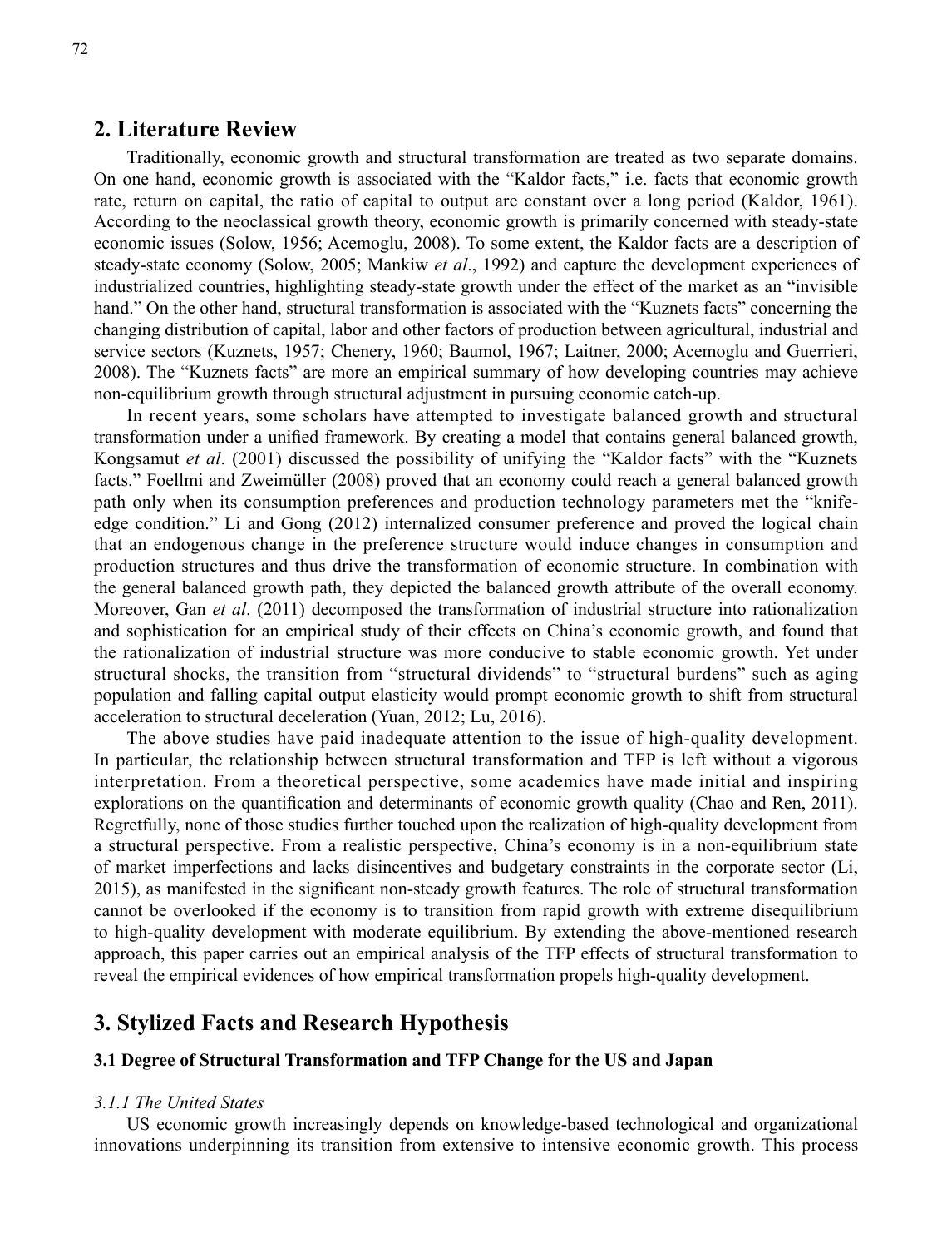## 2. Literature Review

Traditionally, economic growth and structural transformation are treated as two separate domains. On one hand, economic growth is associated with the "Kaldor facts," i.e. facts that economic growth rate, return on capital, the ratio of capital to output are constant over a long period (Kaldor, 1961). According to the neoclassical growth theory, economic growth is primarily concerned with steady-state economic issues (Solow, 1956; Acemoglu, 2008). To some extent, the Kaldor facts are a description of steady-state economy (Solow, 2005; Mankiw *et al*., 1992) and capture the development experiences of industrialized countries, highlighting steady-state growth under the effect of the market as an "invisible hand." On the other hand, structural transformation is associated with the "Kuznets facts" concerning the changing distribution of capital, labor and other factors of production between agricultural, industrial and service sectors (Kuznets, 1957; Chenery, 1960; Baumol, 1967; Laitner, 2000; Acemoglu and Guerrieri, 2008). The "Kuznets facts" are more an empirical summary of how developing countries may achieve non-equilibrium growth through structural adjustment in pursuing economic catch-up.

In recent years, some scholars have attempted to investigate balanced growth and structural transformation under a unified framework. By creating a model that contains general balanced growth, Kongsamut *et al*. (2001) discussed the possibility of unifying the "Kaldor facts" with the "Kuznets facts." Foellmi and Zweimüller (2008) proved that an economy could reach a general balanced growth path only when its consumption preferences and production technology parameters met the "knife-edge condition." Li and Gong (2012) internalized consumer preference and proved the logical chain that an endogenous change in the preference structure would induce changes in consumption and production structures and thus drive the transformation of economic structure. In combination with the general balanced growth path, they depicted the balanced growth attribute of the overall economy. Moreover, Gan *et al*. (2011) decomposed the transformation of industrial structure into rationalization and sophistication for an empirical study of their effects on China's economic growth, and found that the rationalization of industrial structure was more conducive to stable economic growth. Yet under structural shocks, the transition from "structural dividends" to "structural burdens" such as aging population and falling capital output elasticity would prompt economic growth to shift from structural acceleration to structural deceleration (Yuan, 2012; Lu, 2016).

The above studies have paid inadequate attention to the issue of high-quality development. In particular, the relationship between structural transformation and TFP is left without a vigorous interpretation. From a theoretical perspective, some academics have made initial and inspiring explorations on the quantification and determinants of economic growth quality (Chao and Ren, 2011). Regretfully, none of those studies further touched upon the realization of high-quality development from a structural perspective. From a realistic perspective, China's economy is in a non-equilibrium state of market imperfections and lacks disincentives and budgetary constraints in the corporate sector (Li, 2015), as manifested in the significant non-steady growth features. The role of structural transformation cannot be overlooked if the economy is to transition from rapid growth with extreme disequilibrium to high-quality development with moderate equilibrium. By extending the above-mentioned research approach, this paper carries out an empirical analysis of the TFP effects of structural transformation to reveal the empirical evidences of how empirical transformation propels high-quality development.

## 3. Stylized Facts and Research Hypothesis

### 3.1 Degree of Structural Transformation and TFP Change for the US and Japan

#### *3.1.1 The United States*

US economic growth increasingly depends on knowledge-based technological and organizational innovations underpinning its transition from extensive to intensive economic growth. This process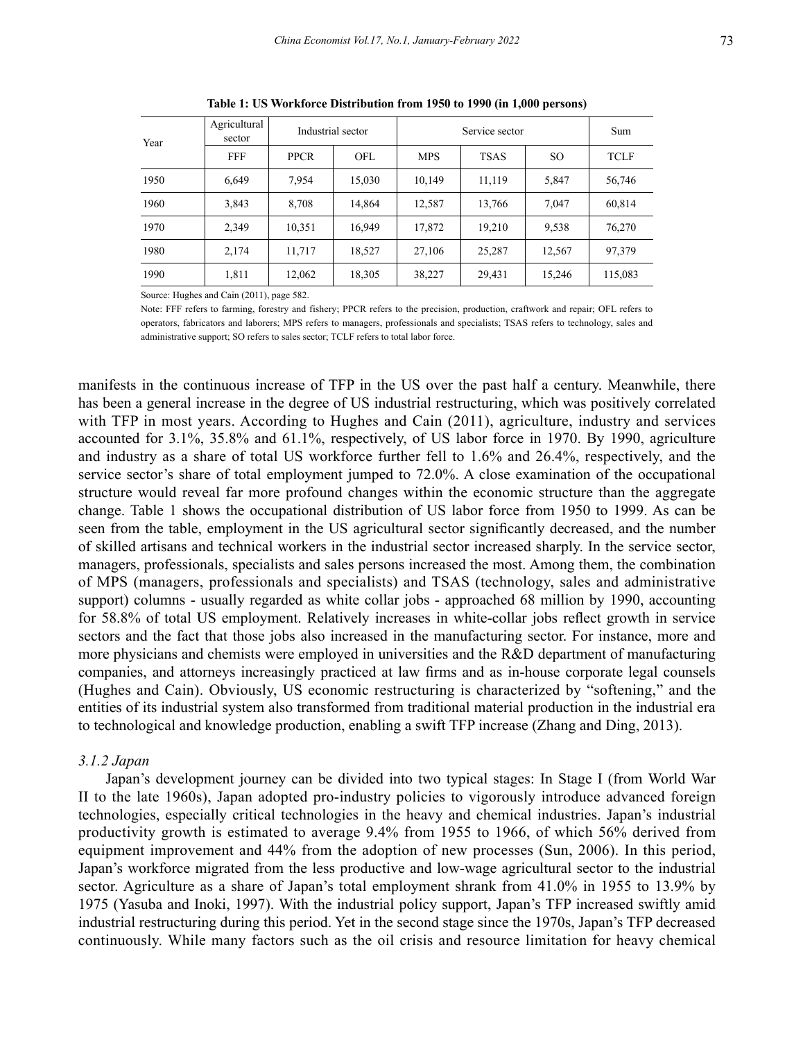**Table 1: US Workforce Distribution from 1950 to 1990 (in 1,000 persons)**

| Year | Agricultural sector | Industrial sector | | Service sector | | | Sum |
|---|---|---|---|---|---|---|---|
| | FFF | PPCR | OFL | MPS | TSAS | SO | TCLF |
| 1950 | 6,649 | 7,954 | 15,030 | 10,149 | 11,119 | 5,847 | 56,746 |
| 1960 | 3,843 | 8,708 | 14,864 | 12,587 | 13,766 | 7,047 | 60,814 |
| 1970 | 2,349 | 10,351 | 16,949 | 17,872 | 19,210 | 9,538 | 76,270 |
| 1980 | 2,174 | 11,717 | 18,527 | 27,106 | 25,287 | 12,567 | 97,379 |
| 1990 | 1,811 | 12,062 | 18,305 | 38,227 | 29,431 | 15,246 | 115,083 |

Source: Hughes and Cain (2011), page 582.

Note: FFF refers to farming, forestry and fishery; PPCR refers to the precision, production, craftwork and repair; OFL refers to operators, fabricators and laborers; MPS refers to managers, professionals and specialists; TSAS refers to technology, sales and administrative support; SO refers to sales sector; TCLF refers to total labor force.

manifests in the continuous increase of TFP in the US over the past half a century. Meanwhile, there has been a general increase in the degree of US industrial restructuring, which was positively correlated with TFP in most years. According to Hughes and Cain (2011), agriculture, industry and services accounted for 3.1%, 35.8% and 61.1%, respectively, of US labor force in 1970. By 1990, agriculture and industry as a share of total US workforce further fell to 1.6% and 26.4%, respectively, and the service sector's share of total employment jumped to 72.0%. A close examination of the occupational structure would reveal far more profound changes within the economic structure than the aggregate change. Table 1 shows the occupational distribution of US labor force from 1950 to 1999. As can be seen from the table, employment in the US agricultural sector significantly decreased, and the number of skilled artisans and technical workers in the industrial sector increased sharply. In the service sector, managers, professionals, specialists and sales persons increased the most. Among them, the combination of MPS (managers, professionals and specialists) and TSAS (technology, sales and administrative support) columns - usually regarded as white collar jobs - approached 68 million by 1990, accounting for 58.8% of total US employment. Relatively increases in white-collar jobs reflect growth in service sectors and the fact that those jobs also increased in the manufacturing sector. For instance, more and more physicians and chemists were employed in universities and the R&D department of manufacturing companies, and attorneys increasingly practiced at law firms and as in-house corporate legal counsels (Hughes and Cain). Obviously, US economic restructuring is characterized by "softening," and the entities of its industrial system also transformed from traditional material production in the industrial era to technological and knowledge production, enabling a swift TFP increase (Zhang and Ding, 2013).

### *3.1.2 Japan*

Japan's development journey can be divided into two typical stages: In Stage I (from World War II to the late 1960s), Japan adopted pro-industry policies to vigorously introduce advanced foreign technologies, especially critical technologies in the heavy and chemical industries. Japan's industrial productivity growth is estimated to average 9.4% from 1955 to 1966, of which 56% derived from equipment improvement and 44% from the adoption of new processes (Sun, 2006). In this period, Japan's workforce migrated from the less productive and low-wage agricultural sector to the industrial sector. Agriculture as a share of Japan's total employment shrank from 41.0% in 1955 to 13.9% by 1975 (Yasuba and Inoki, 1997). With the industrial policy support, Japan's TFP increased swiftly amid industrial restructuring during this period. Yet in the second stage since the 1970s, Japan's TFP decreased continuously. While many factors such as the oil crisis and resource limitation for heavy chemical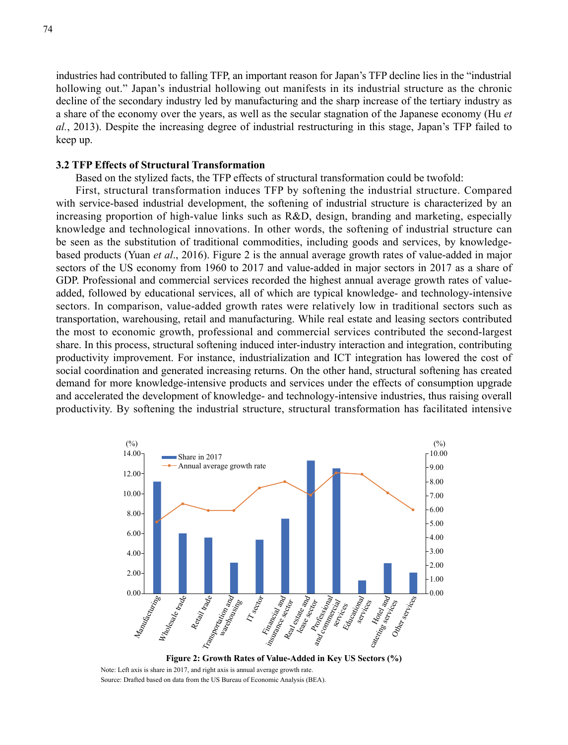industries had contributed to falling TFP, an important reason for Japan's TFP decline lies in the "industrial hollowing out." Japan's industrial hollowing out manifests in its industrial structure as the chronic decline of the secondary industry led by manufacturing and the sharp increase of the tertiary industry as a share of the economy over the years, as well as the secular stagnation of the Japanese economy (Hu *et al.*, 2013). Despite the increasing degree of industrial restructuring in this stage, Japan's TFP failed to keep up.

### 3.2 TFP Effects of Structural Transformation

Based on the stylized facts, the TFP effects of structural transformation could be twofold:

First, structural transformation induces TFP by softening the industrial structure. Compared with service-based industrial development, the softening of industrial structure is characterized by an increasing proportion of high-value links such as R&D, design, branding and marketing, especially knowledge and technological innovations. In other words, the softening of industrial structure can be seen as the substitution of traditional commodities, including goods and services, by knowledge-based products (Yuan *et al*., 2016). Figure 2 is the annual average growth rates of value-added in major sectors of the US economy from 1960 to 2017 and value-added in major sectors in 2017 as a share of GDP. Professional and commercial services recorded the highest annual average growth rates of value-added, followed by educational services, all of which are typical knowledge- and technology-intensive sectors. In comparison, value-added growth rates were relatively low in traditional sectors such as transportation, warehousing, retail and manufacturing. While real estate and leasing sectors contributed the most to economic growth, professional and commercial services contributed the second-largest share. In this process, structural softening induced inter-industry interaction and integration, contributing productivity improvement. For instance, industrialization and ICT integration has lowered the cost of social coordination and generated increasing returns. On the other hand, structural softening has created demand for more knowledge-intensive products and services under the effects of consumption upgrade and accelerated the development of knowledge- and technology-intensive industries, thus raising overall productivity. By softening the industrial structure, structural transformation has facilitated intensive

**Figure 2: Growth Rates of Value-Added in Key US Sectors (%)**

Note: Left axis is share in 2017, and right axis is annual average growth rate.

Source: Drafted based on data from the US Bureau of Economic Analysis (BEA).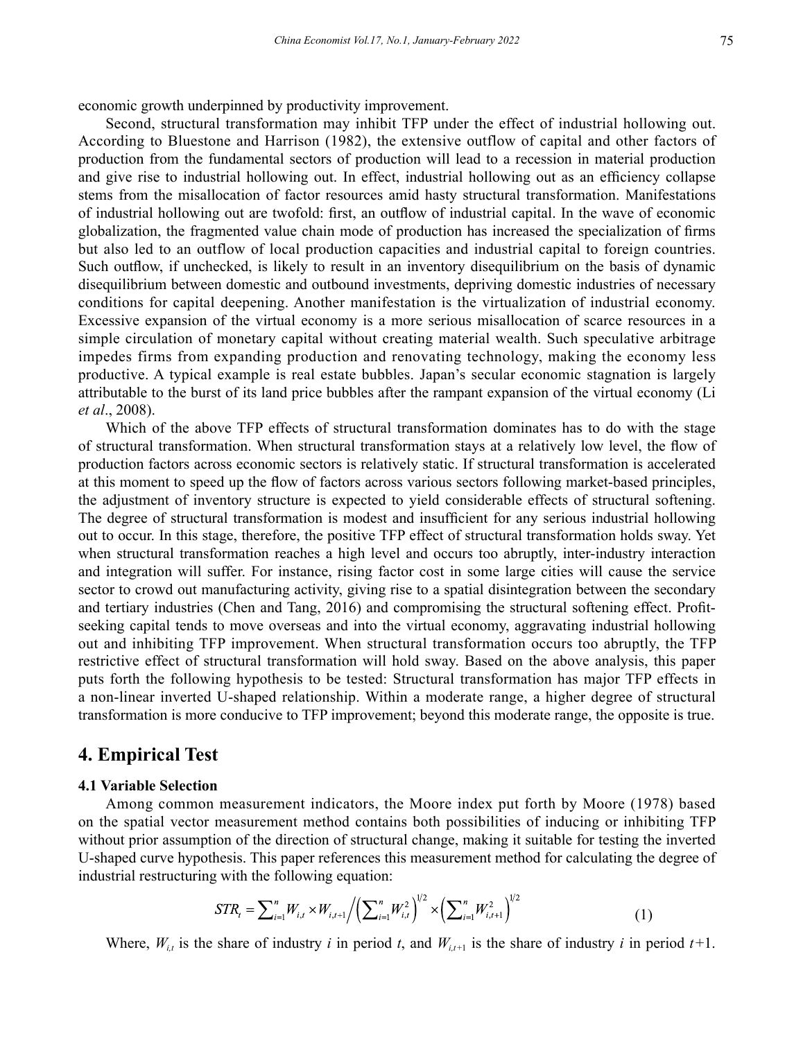economic growth underpinned by productivity improvement.

Second, structural transformation may inhibit TFP under the effect of industrial hollowing out. According to Bluestone and Harrison (1982), the extensive outflow of capital and other factors of production from the fundamental sectors of production will lead to a recession in material production and give rise to industrial hollowing out. In effect, industrial hollowing out as an efficiency collapse stems from the misallocation of factor resources amid hasty structural transformation. Manifestations of industrial hollowing out are twofold: first, an outflow of industrial capital. In the wave of economic globalization, the fragmented value chain mode of production has increased the specialization of firms but also led to an outflow of local production capacities and industrial capital to foreign countries. Such outflow, if unchecked, is likely to result in an inventory disequilibrium on the basis of dynamic disequilibrium between domestic and outbound investments, depriving domestic industries of necessary conditions for capital deepening. Another manifestation is the virtualization of industrial economy. Excessive expansion of the virtual economy is a more serious misallocation of scarce resources in a simple circulation of monetary capital without creating material wealth. Such speculative arbitrage impedes firms from expanding production and renovating technology, making the economy less productive. A typical example is real estate bubbles. Japan's secular economic stagnation is largely attributable to the burst of its land price bubbles after the rampant expansion of the virtual economy (Li *et al*., 2008).

Which of the above TFP effects of structural transformation dominates has to do with the stage of structural transformation. When structural transformation stays at a relatively low level, the flow of production factors across economic sectors is relatively static. If structural transformation is accelerated at this moment to speed up the flow of factors across various sectors following market-based principles, the adjustment of inventory structure is expected to yield considerable effects of structural softening. The degree of structural transformation is modest and insufficient for any serious industrial hollowing out to occur. In this stage, therefore, the positive TFP effect of structural transformation holds sway. Yet when structural transformation reaches a high level and occurs too abruptly, inter-industry interaction and integration will suffer. For instance, rising factor cost in some large cities will cause the service sector to crowd out manufacturing activity, giving rise to a spatial disintegration between the secondary and tertiary industries (Chen and Tang, 2016) and compromising the structural softening effect. Profit-seeking capital tends to move overseas and into the virtual economy, aggravating industrial hollowing out and inhibiting TFP improvement. When structural transformation occurs too abruptly, the TFP restrictive effect of structural transformation will hold sway. Based on the above analysis, this paper puts forth the following hypothesis to be tested: Structural transformation has major TFP effects in a non-linear inverted U-shaped relationship. Within a moderate range, a higher degree of structural transformation is more conducive to TFP improvement; beyond this moderate range, the opposite is true.

## 4. Empirical Test

### 4.1 Variable Selection

Among common measurement indicators, the Moore index put forth by Moore (1978) based on the spatial vector measurement method contains both possibilities of inducing or inhibiting TFP without prior assumption of the direction of structural change, making it suitable for testing the inverted U-shaped curve hypothesis. This paper references this measurement method for calculating the degree of industrial restructuring with the following equation:

$$STR_t = \sum_{i=1}^{n} W_{i,t} \times W_{i,t+1} \Big/ \left(\sum_{i=1}^{n} W_{i,t}^2\right)^{1/2} \times \left(\sum_{i=1}^{n} W_{i,t+1}^2\right)^{1/2} \tag{1}$$

Where, $W_{i,t}$ is the share of industry $i$ in period $t$, and $W_{i,t+1}$ is the share of industry $i$ in period $t$+1.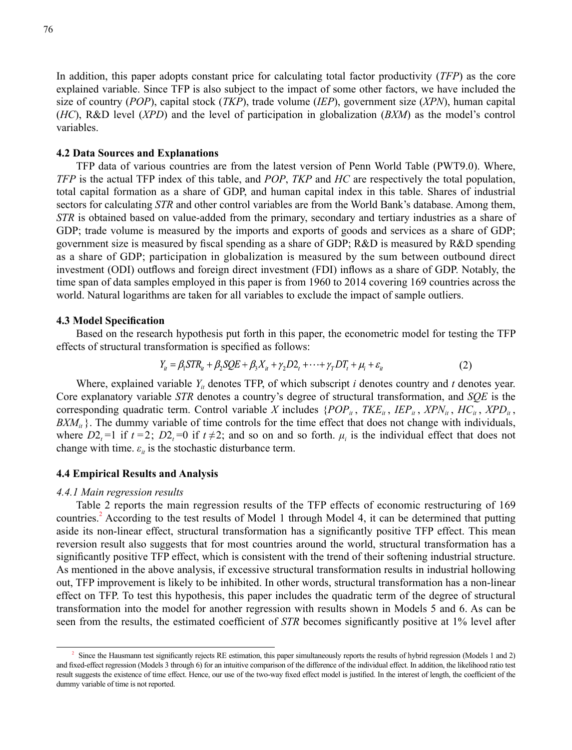In addition, this paper adopts constant price for calculating total factor productivity (*TFP*) as the core explained variable. Since TFP is also subject to the impact of some other factors, we have included the size of country (*POP*), capital stock (*TKP*), trade volume (*IEP*), government size (*XPN*), human capital (*HC*), R&D level (*XPD*) and the level of participation in globalization (*BXM*) as the model's control variables.

**4.2 Data Sources and Explanations**

TFP data of various countries are from the latest version of Penn World Table (PWT9.0). Where, *TFP* is the actual TFP index of this table, and *POP*, *TKP* and *HC* are respectively the total population, total capital formation as a share of GDP, and human capital index in this table. Shares of industrial sectors for calculating *STR* and other control variables are from the World Bank's database. Among them, *STR* is obtained based on value-added from the primary, secondary and tertiary industries as a share of GDP; trade volume is measured by the imports and exports of goods and services as a share of GDP; government size is measured by fiscal spending as a share of GDP; R&D is measured by R&D spending as a share of GDP; participation in globalization is measured by the sum between outbound direct investment (ODI) outflows and foreign direct investment (FDI) inflows as a share of GDP. Notably, the time span of data samples employed in this paper is from 1960 to 2014 covering 169 countries across the world. Natural logarithms are taken for all variables to exclude the impact of sample outliers.

**4.3 Model Specification**

Based on the research hypothesis put forth in this paper, the econometric model for testing the TFP effects of structural transformation is specified as follows:

$$Y_{it} = \beta_1 STR_{it} + \beta_2 SQE + \beta_3 X_{it} + \gamma_2 D2_t + \cdots + \gamma_T DT_t + \mu_i + \varepsilon_{it} \tag{2}$$

Where, explained variable $Y_{it}$ denotes TFP, of which subscript $i$ denotes country and $t$ denotes year. Core explanatory variable *STR* denotes a country's degree of structural transformation, and *SQE* is the corresponding quadratic term. Control variable $X$ includes $\{POP_{it}, TKE_{it}, IEP_{it}, XPN_{it}, HC_{it}, XPD_{it}, BXM_{it}\}$. The dummy variable of time controls for the time effect that does not change with individuals, where $D2_t=1$ if $t=2$; $D2_t=0$ if $t\neq2$; and so on and so forth. $\mu_i$ is the individual effect that does not change with time. $\varepsilon_{it}$ is the stochastic disturbance term.

**4.4 Empirical Results and Analysis**

*4.4.1 Main regression results*

Table 2 reports the main regression results of the TFP effects of economic restructuring of 169 countries.[2] According to the test results of Model 1 through Model 4, it can be determined that putting aside its non-linear effect, structural transformation has a significantly positive TFP effect. This mean reversion result also suggests that for most countries around the world, structural transformation has a significantly positive TFP effect, which is consistent with the trend of their softening industrial structure. As mentioned in the above analysis, if excessive structural transformation results in industrial hollowing out, TFP improvement is likely to be inhibited. In other words, structural transformation has a non-linear effect on TFP. To test this hypothesis, this paper includes the quadratic term of the degree of structural transformation into the model for another regression with results shown in Models 5 and 6. As can be seen from the results, the estimated coefficient of *STR* becomes significantly positive at 1% level after

[2] Since the Hausmann test significantly rejects RE estimation, this paper simultaneously reports the results of hybrid regression (Models 1 and 2) and fixed-effect regression (Models 3 through 6) for an intuitive comparison of the difference of the individual effect. In addition, the likelihood ratio test result suggests the existence of time effect. Hence, our use of the two-way fixed effect model is justified. In the interest of length, the coefficient of the dummy variable of time is not reported.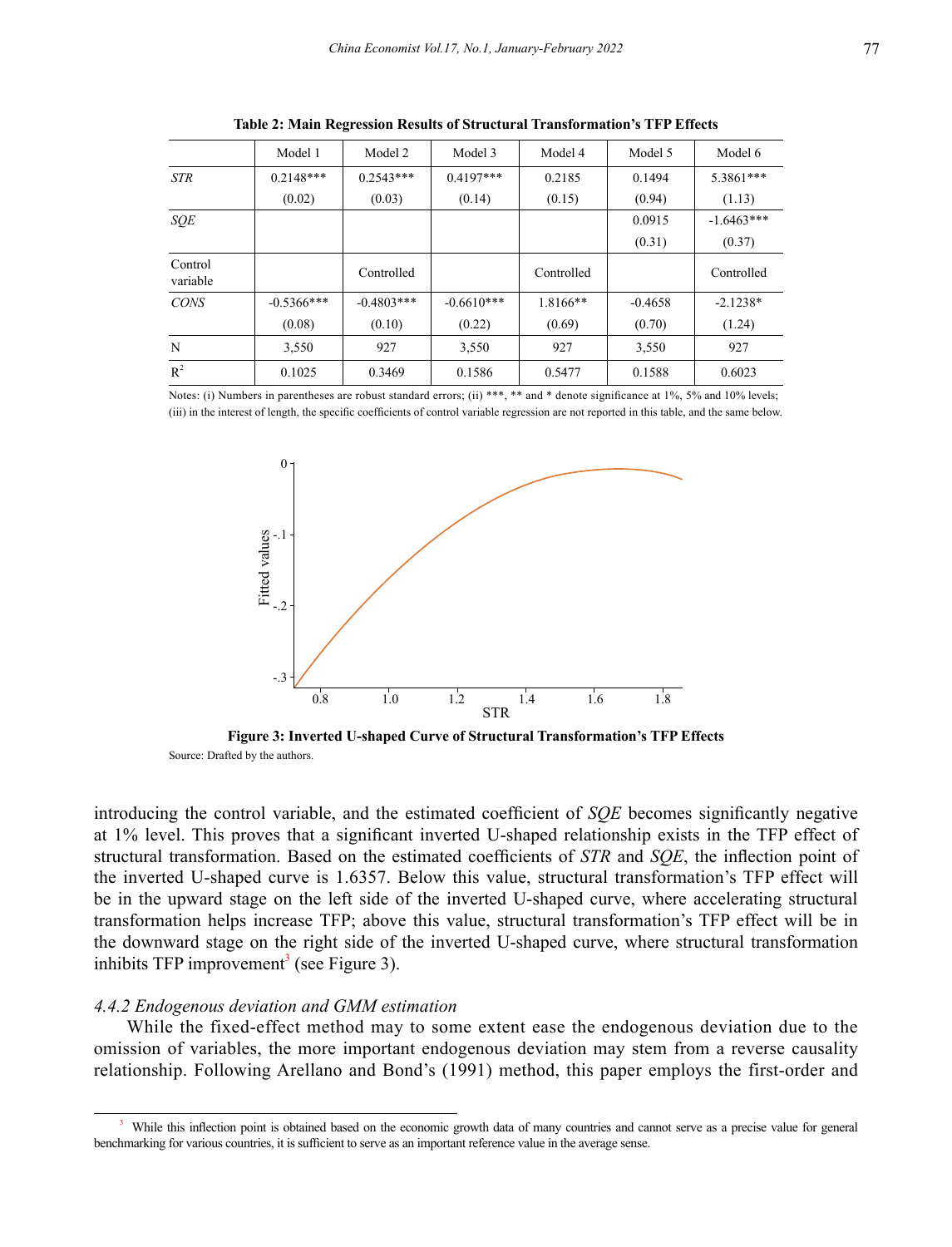**Table 2: Main Regression Results of Structural Transformation's TFP Effects**

| | Model 1 | Model 2 | Model 3 | Model 4 | Model 5 | Model 6 |
|---|---|---|---|---|---|---|
| *STR* | 0.2148*** | 0.2543*** | 0.4197*** | 0.2185 | 0.1494 | 5.3861*** |
| | (0.02) | (0.03) | (0.14) | (0.15) | (0.94) | (1.13) |
| *SQE* | | | | | 0.0915 | -1.6463*** |
| | | | | | (0.31) | (0.37) |
| Control variable | | Controlled | | Controlled | | Controlled |
| *CONS* | -0.5366*** | -0.4803*** | -0.6610*** | 1.8166** | -0.4658 | -2.1238* |
| | (0.08) | (0.10) | (0.22) | (0.69) | (0.70) | (1.24) |
| N | 3,550 | 927 | 3,550 | 927 | 3,550 | 927 |
| $R^2$ | 0.1025 | 0.3469 | 0.1586 | 0.5477 | 0.1588 | 0.6023 |

Notes: (i) Numbers in parentheses are robust standard errors; (ii) ***, ** and * denote significance at 1%, 5% and 10% levels; (iii) in the interest of length, the specific coefficients of control variable regression are not reported in this table, and the same below.

**Figure 3: Inverted U-shaped Curve of Structural Transformation's TFP Effects**

Source: Drafted by the authors.

introducing the control variable, and the estimated coefficient of *SQE* becomes significantly negative at 1% level. This proves that a significant inverted U-shaped relationship exists in the TFP effect of structural transformation. Based on the estimated coefficients of *STR* and *SQE*, the inflection point of the inverted U-shaped curve is 1.6357. Below this value, structural transformation's TFP effect will be in the upward stage on the left side of the inverted U-shaped curve, where accelerating structural transformation helps increase TFP; above this value, structural transformation's TFP effect will be in the downward stage on the right side of the inverted U-shaped curve, where structural transformation inhibits TFP improvement[3] (see Figure 3).

*4.4.2 Endogenous deviation and GMM estimation*

While the fixed-effect method may to some extent ease the endogenous deviation due to the omission of variables, the more important endogenous deviation may stem from a reverse causality relationship. Following Arellano and Bond's (1991) method, this paper employs the first-order and

[3] While this inflection point is obtained based on the economic growth data of many countries and cannot serve as a precise value for general benchmarking for various countries, it is sufficient to serve as an important reference value in the average sense.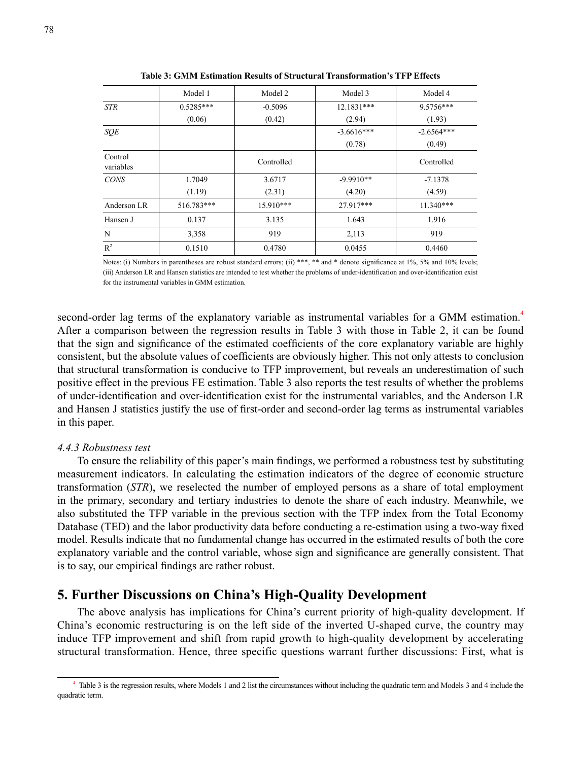**Table 3: GMM Estimation Results of Structural Transformation's TFP Effects**

| | Model 1 | Model 2 | Model 3 | Model 4 |
|---|---|---|---|---|
| *STR* | 0.5285*** | -0.5096 | 12.1831*** | 9.5756*** |
| | (0.06) | (0.42) | (2.94) | (1.93) |
| *SQE* | | | -3.6616*** | -2.6564*** |
| | | | (0.78) | (0.49) |
| Control variables | | Controlled | | Controlled |
| *CONS* | 1.7049 | 3.6717 | -9.9910** | -7.1378 |
| | (1.19) | (2.31) | (4.20) | (4.59) |
| Anderson LR | 516.783*** | 15.910*** | 27.917*** | 11.340*** |
| Hansen J | 0.137 | 3.135 | 1.643 | 1.916 |
| N | 3,358 | 919 | 2,113 | 919 |
| $R^2$ | 0.1510 | 0.4780 | 0.0455 | 0.4460 |

Notes: (i) Numbers in parentheses are robust standard errors; (ii) ***, ** and * denote significance at 1%, 5% and 10% levels; (iii) Anderson LR and Hansen statistics are intended to test whether the problems of under-identification and over-identification exist for the instrumental variables in GMM estimation.

second-order lag terms of the explanatory variable as instrumental variables for a GMM estimation.[4] After a comparison between the regression results in Table 3 with those in Table 2, it can be found that the sign and significance of the estimated coefficients of the core explanatory variable are highly consistent, but the absolute values of coefficients are obviously higher. This not only attests to conclusion that structural transformation is conducive to TFP improvement, but reveals an underestimation of such positive effect in the previous FE estimation. Table 3 also reports the test results of whether the problems of under-identification and over-identification exist for the instrumental variables, and the Anderson LR and Hansen J statistics justify the use of first-order and second-order lag terms as instrumental variables in this paper.

#### *4.4.3 Robustness test*

To ensure the reliability of this paper's main findings, we performed a robustness test by substituting measurement indicators. In calculating the estimation indicators of the degree of economic structure transformation (*STR*), we reselected the number of employed persons as a share of total employment in the primary, secondary and tertiary industries to denote the share of each industry. Meanwhile, we also substituted the TFP variable in the previous section with the TFP index from the Total Economy Database (TED) and the labor productivity data before conducting a re-estimation using a two-way fixed model. Results indicate that no fundamental change has occurred in the estimated results of both the core explanatory variable and the control variable, whose sign and significance are generally consistent. That is to say, our empirical findings are rather robust.

## 5. Further Discussions on China's High-Quality Development

The above analysis has implications for China's current priority of high-quality development. If China's economic restructuring is on the left side of the inverted U-shaped curve, the country may induce TFP improvement and shift from rapid growth to high-quality development by accelerating structural transformation. Hence, three specific questions warrant further discussions: First, what is

---

[4] Table 3 is the regression results, where Models 1 and 2 list the circumstances without including the quadratic term and Models 3 and 4 include the quadratic term.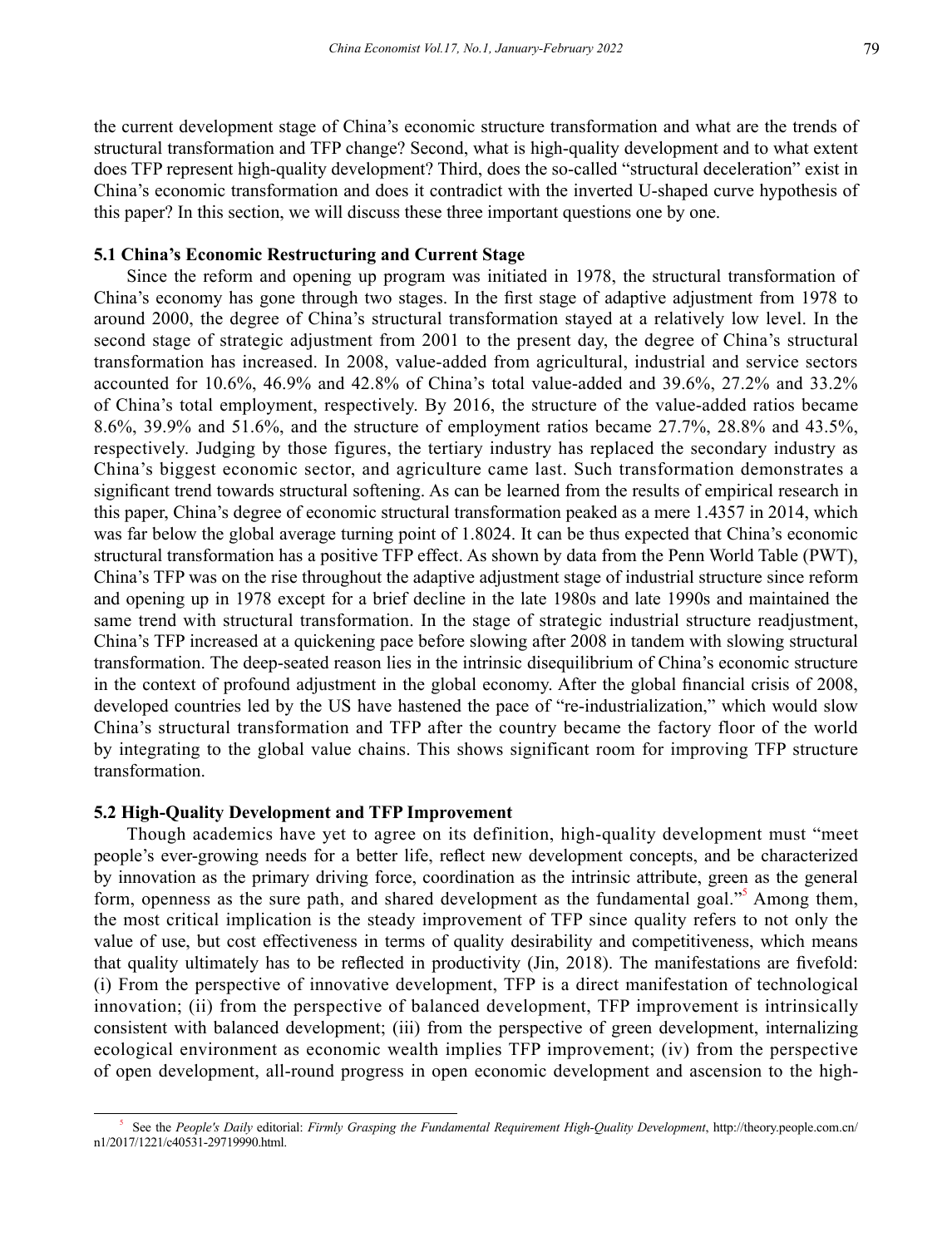the current development stage of China's economic structure transformation and what are the trends of structural transformation and TFP change? Second, what is high-quality development and to what extent does TFP represent high-quality development? Third, does the so-called "structural deceleration" exist in China's economic transformation and does it contradict with the inverted U-shaped curve hypothesis of this paper? In this section, we will discuss these three important questions one by one.

### 5.1 China's Economic Restructuring and Current Stage

Since the reform and opening up program was initiated in 1978, the structural transformation of China's economy has gone through two stages. In the first stage of adaptive adjustment from 1978 to around 2000, the degree of China's structural transformation stayed at a relatively low level. In the second stage of strategic adjustment from 2001 to the present day, the degree of China's structural transformation has increased. In 2008, value-added from agricultural, industrial and service sectors accounted for 10.6%, 46.9% and 42.8% of China's total value-added and 39.6%, 27.2% and 33.2% of China's total employment, respectively. By 2016, the structure of the value-added ratios became 8.6%, 39.9% and 51.6%, and the structure of employment ratios became 27.7%, 28.8% and 43.5%, respectively. Judging by those figures, the tertiary industry has replaced the secondary industry as China's biggest economic sector, and agriculture came last. Such transformation demonstrates a significant trend towards structural softening. As can be learned from the results of empirical research in this paper, China's degree of economic structural transformation peaked as a mere 1.4357 in 2014, which was far below the global average turning point of 1.8024. It can be thus expected that China's economic structural transformation has a positive TFP effect. As shown by data from the Penn World Table (PWT), China's TFP was on the rise throughout the adaptive adjustment stage of industrial structure since reform and opening up in 1978 except for a brief decline in the late 1980s and late 1990s and maintained the same trend with structural transformation. In the stage of strategic industrial structure readjustment, China's TFP increased at a quickening pace before slowing after 2008 in tandem with slowing structural transformation. The deep-seated reason lies in the intrinsic disequilibrium of China's economic structure in the context of profound adjustment in the global economy. After the global financial crisis of 2008, developed countries led by the US have hastened the pace of "re-industrialization," which would slow China's structural transformation and TFP after the country became the factory floor of the world by integrating to the global value chains. This shows significant room for improving TFP structure transformation.

### 5.2 High-Quality Development and TFP Improvement

Though academics have yet to agree on its definition, high-quality development must "meet people's ever-growing needs for a better life, reflect new development concepts, and be characterized by innovation as the primary driving force, coordination as the intrinsic attribute, green as the general form, openness as the sure path, and shared development as the fundamental goal."[5] Among them, the most critical implication is the steady improvement of TFP since quality refers to not only the value of use, but cost effectiveness in terms of quality desirability and competitiveness, which means that quality ultimately has to be reflected in productivity (Jin, 2018). The manifestations are fivefold: (i) From the perspective of innovative development, TFP is a direct manifestation of technological innovation; (ii) from the perspective of balanced development, TFP improvement is intrinsically consistent with balanced development; (iii) from the perspective of green development, internalizing ecological environment as economic wealth implies TFP improvement; (iv) from the perspective of open development, all-round progress in open economic development and ascension to the high-

---

[5] See the *People's Daily* editorial: *Firmly Grasping the Fundamental Requirement High-Quality Development*, http://theory.people.com.cn/n1/2017/1221/c40531-29719990.html.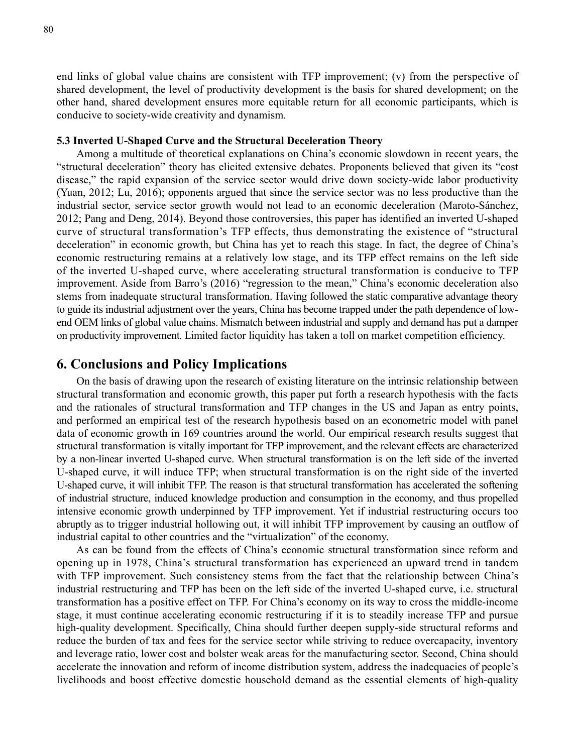end links of global value chains are consistent with TFP improvement; (v) from the perspective of shared development, the level of productivity development is the basis for shared development; on the other hand, shared development ensures more equitable return for all economic participants, which is conducive to society-wide creativity and dynamism.

### 5.3 Inverted U-Shaped Curve and the Structural Deceleration Theory

Among a multitude of theoretical explanations on China's economic slowdown in recent years, the "structural deceleration" theory has elicited extensive debates. Proponents believed that given its "cost disease," the rapid expansion of the service sector would drive down society-wide labor productivity (Yuan, 2012; Lu, 2016); opponents argued that since the service sector was no less productive than the industrial sector, service sector growth would not lead to an economic deceleration (Maroto-Sánchez, 2012; Pang and Deng, 2014). Beyond those controversies, this paper has identified an inverted U-shaped curve of structural transformation's TFP effects, thus demonstrating the existence of "structural deceleration" in economic growth, but China has yet to reach this stage. In fact, the degree of China's economic restructuring remains at a relatively low stage, and its TFP effect remains on the left side of the inverted U-shaped curve, where accelerating structural transformation is conducive to TFP improvement. Aside from Barro's (2016) "regression to the mean," China's economic deceleration also stems from inadequate structural transformation. Having followed the static comparative advantage theory to guide its industrial adjustment over the years, China has become trapped under the path dependence of low-end OEM links of global value chains. Mismatch between industrial and supply and demand has put a damper on productivity improvement. Limited factor liquidity has taken a toll on market competition efficiency.

## 6. Conclusions and Policy Implications

On the basis of drawing upon the research of existing literature on the intrinsic relationship between structural transformation and economic growth, this paper put forth a research hypothesis with the facts and the rationales of structural transformation and TFP changes in the US and Japan as entry points, and performed an empirical test of the research hypothesis based on an econometric model with panel data of economic growth in 169 countries around the world. Our empirical research results suggest that structural transformation is vitally important for TFP improvement, and the relevant effects are characterized by a non-linear inverted U-shaped curve. When structural transformation is on the left side of the inverted U-shaped curve, it will induce TFP; when structural transformation is on the right side of the inverted U-shaped curve, it will inhibit TFP. The reason is that structural transformation has accelerated the softening of industrial structure, induced knowledge production and consumption in the economy, and thus propelled intensive economic growth underpinned by TFP improvement. Yet if industrial restructuring occurs too abruptly as to trigger industrial hollowing out, it will inhibit TFP improvement by causing an outflow of industrial capital to other countries and the "virtualization" of the economy.

As can be found from the effects of China's economic structural transformation since reform and opening up in 1978, China's structural transformation has experienced an upward trend in tandem with TFP improvement. Such consistency stems from the fact that the relationship between China's industrial restructuring and TFP has been on the left side of the inverted U-shaped curve, i.e. structural transformation has a positive effect on TFP. For China's economy on its way to cross the middle-income stage, it must continue accelerating economic restructuring if it is to steadily increase TFP and pursue high-quality development. Specifically, China should further deepen supply-side structural reforms and reduce the burden of tax and fees for the service sector while striving to reduce overcapacity, inventory and leverage ratio, lower cost and bolster weak areas for the manufacturing sector. Second, China should accelerate the innovation and reform of income distribution system, address the inadequacies of people's livelihoods and boost effective domestic household demand as the essential elements of high-quality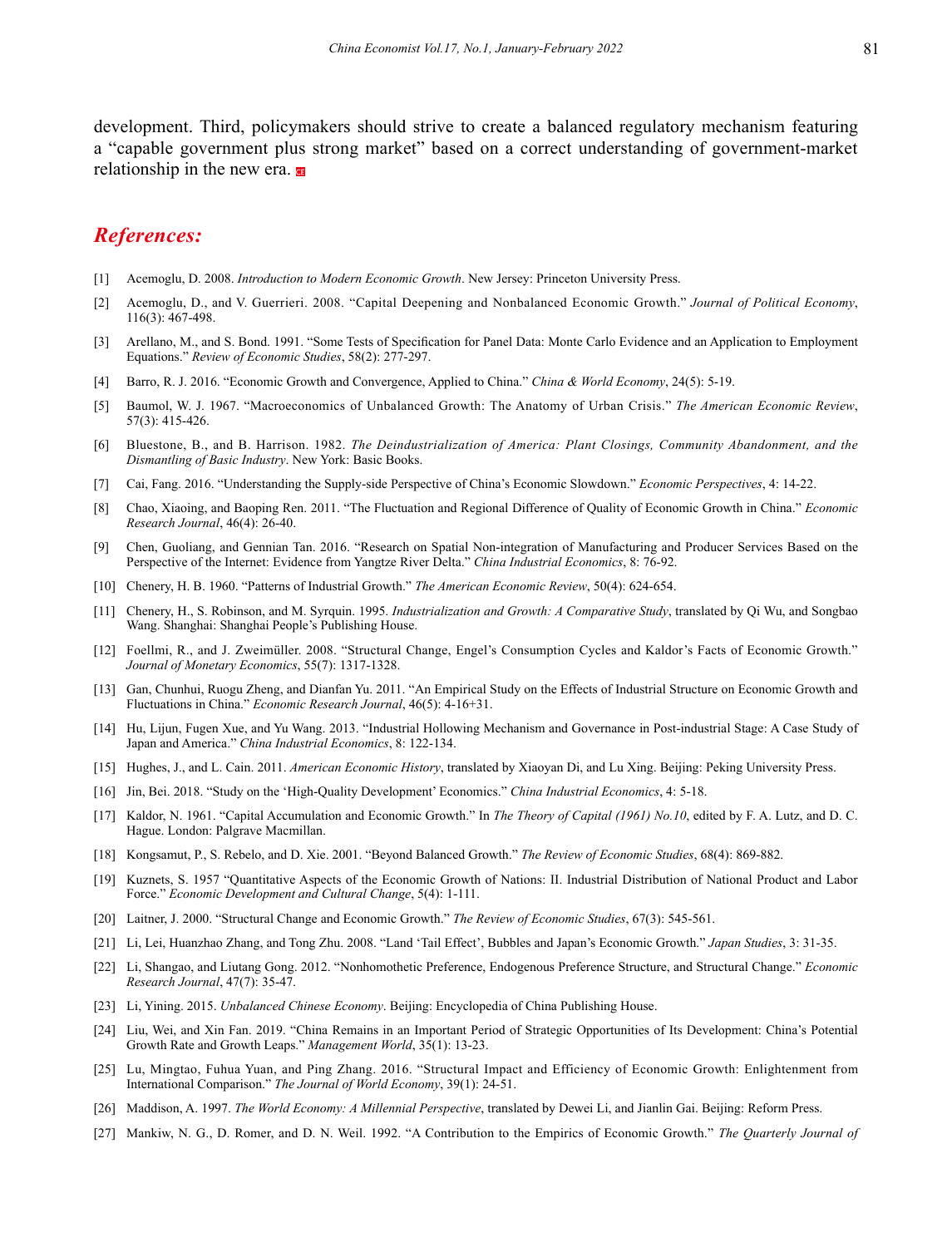development. Third, policymakers should strive to create a balanced regulatory mechanism featuring a "capable government plus strong market" based on a correct understanding of government-market relationship in the new era.

## *References:*

[1] Acemoglu, D. 2008. *Introduction to Modern Economic Growth*. New Jersey: Princeton University Press.

[2] Acemoglu, D., and V. Guerrieri. 2008. "Capital Deepening and Nonbalanced Economic Growth." *Journal of Political Economy*, 116(3): 467-498.

[3] Arellano, M., and S. Bond. 1991. "Some Tests of Specification for Panel Data: Monte Carlo Evidence and an Application to Employment Equations." *Review of Economic Studies*, 58(2): 277-297.

[4] Barro, R. J. 2016. "Economic Growth and Convergence, Applied to China." *China & World Economy*, 24(5): 5-19.

[5] Baumol, W. J. 1967. "Macroeconomics of Unbalanced Growth: The Anatomy of Urban Crisis." *The American Economic Review*, 57(3): 415-426.

[6] Bluestone, B., and B. Harrison. 1982. *The Deindustrialization of America: Plant Closings, Community Abandonment, and the Dismantling of Basic Industry*. New York: Basic Books.

[7] Cai, Fang. 2016. "Understanding the Supply-side Perspective of China's Economic Slowdown." *Economic Perspectives*, 4: 14-22.

[8] Chao, Xiaoing, and Baoping Ren. 2011. "The Fluctuation and Regional Difference of Quality of Economic Growth in China." *Economic Research Journal*, 46(4): 26-40.

[9] Chen, Guoliang, and Gennian Tan. 2016. "Research on Spatial Non-integration of Manufacturing and Producer Services Based on the Perspective of the Internet: Evidence from Yangtze River Delta." *China Industrial Economics*, 8: 76-92.

[10] Chenery, H. B. 1960. "Patterns of Industrial Growth." *The American Economic Review*, 50(4): 624-654.

[11] Chenery, H., S. Robinson, and M. Syrquin. 1995. *Industrialization and Growth: A Comparative Study*, translated by Qi Wu, and Songbao Wang. Shanghai: Shanghai People's Publishing House.

[12] Foellmi, R., and J. Zweimüller. 2008. "Structural Change, Engel's Consumption Cycles and Kaldor's Facts of Economic Growth." *Journal of Monetary Economics*, 55(7): 1317-1328.

[13] Gan, Chunhui, Ruogu Zheng, and Dianfan Yu. 2011. "An Empirical Study on the Effects of Industrial Structure on Economic Growth and Fluctuations in China." *Economic Research Journal*, 46(5): 4-16+31.

[14] Hu, Lijun, Fugen Xue, and Yu Wang. 2013. "Industrial Hollowing Mechanism and Governance in Post-industrial Stage: A Case Study of Japan and America." *China Industrial Economics*, 8: 122-134.

[15] Hughes, J., and L. Cain. 2011. *American Economic History*, translated by Xiaoyan Di, and Lu Xing. Beijing: Peking University Press.

[16] Jin, Bei. 2018. "Study on the 'High-Quality Development' Economics." *China Industrial Economics*, 4: 5-18.

[17] Kaldor, N. 1961. "Capital Accumulation and Economic Growth." In *The Theory of Capital (1961) No.10*, edited by F. A. Lutz, and D. C. Hague. London: Palgrave Macmillan.

[18] Kongsamut, P., S. Rebelo, and D. Xie. 2001. "Beyond Balanced Growth." *The Review of Economic Studies*, 68(4): 869-882.

[19] Kuznets, S. 1957 "Quantitative Aspects of the Economic Growth of Nations: II. Industrial Distribution of National Product and Labor Force." *Economic Development and Cultural Change*, 5(4): 1-111.

[20] Laitner, J. 2000. "Structural Change and Economic Growth." *The Review of Economic Studies*, 67(3): 545-561.

[21] Li, Lei, Huanzhao Zhang, and Tong Zhu. 2008. "Land 'Tail Effect', Bubbles and Japan's Economic Growth." *Japan Studies*, 3: 31-35.

[22] Li, Shangao, and Liutang Gong. 2012. "Nonhomothetic Preference, Endogenous Preference Structure, and Structural Change." *Economic Research Journal*, 47(7): 35-47.

[23] Li, Yining. 2015. *Unbalanced Chinese Economy*. Beijing: Encyclopedia of China Publishing House.

[24] Liu, Wei, and Xin Fan. 2019. "China Remains in an Important Period of Strategic Opportunities of Its Development: China's Potential Growth Rate and Growth Leaps." *Management World*, 35(1): 13-23.

[25] Lu, Mingtao, Fuhua Yuan, and Ping Zhang. 2016. "Structural Impact and Efficiency of Economic Growth: Enlightenment from International Comparison." *The Journal of World Economy*, 39(1): 24-51.

[26] Maddison, A. 1997. *The World Economy: A Millennial Perspective*, translated by Dewei Li, and Jianlin Gai. Beijing: Reform Press.

[27] Mankiw, N. G., D. Romer, and D. N. Weil. 1992. "A Contribution to the Empirics of Economic Growth." *The Quarterly Journal of*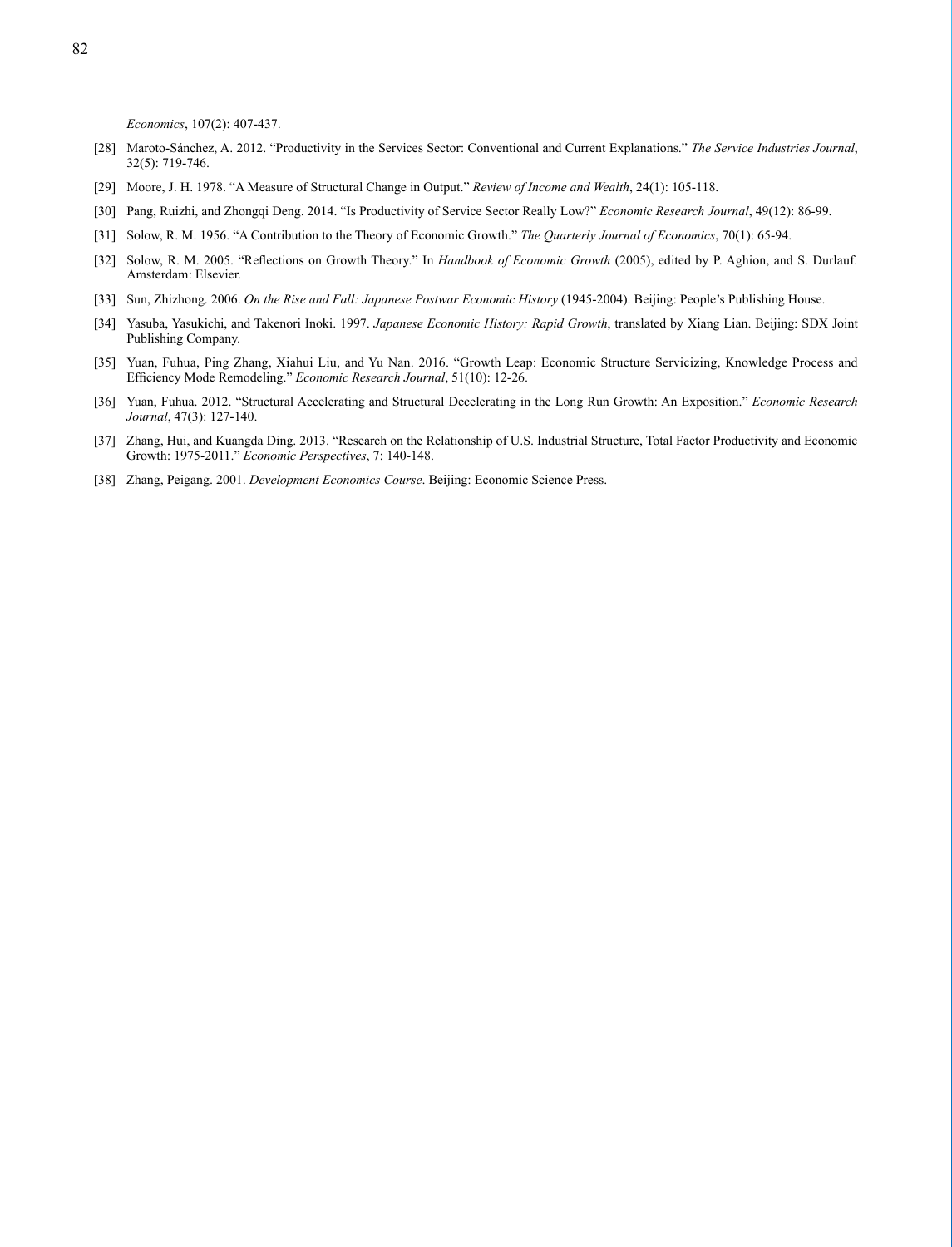*Economics*, 107(2): 407-437.

[28] Maroto-Sánchez, A. 2012. "Productivity in the Services Sector: Conventional and Current Explanations." *The Service Industries Journal*, 32(5): 719-746.

[29] Moore, J. H. 1978. "A Measure of Structural Change in Output." *Review of Income and Wealth*, 24(1): 105-118.

[30] Pang, Ruizhi, and Zhongqi Deng. 2014. "Is Productivity of Service Sector Really Low?" *Economic Research Journal*, 49(12): 86-99.

[31] Solow, R. M. 1956. "A Contribution to the Theory of Economic Growth." *The Quarterly Journal of Economics*, 70(1): 65-94.

[32] Solow, R. M. 2005. "Reflections on Growth Theory." In *Handbook of Economic Growth* (2005), edited by P. Aghion, and S. Durlauf. Amsterdam: Elsevier.

[33] Sun, Zhizhong. 2006. *On the Rise and Fall: Japanese Postwar Economic History* (1945-2004). Beijing: People's Publishing House.

[34] Yasuba, Yasukichi, and Takenori Inoki. 1997. *Japanese Economic History: Rapid Growth*, translated by Xiang Lian. Beijing: SDX Joint Publishing Company.

[35] Yuan, Fuhua, Ping Zhang, Xiahui Liu, and Yu Nan. 2016. "Growth Leap: Economic Structure Servicizing, Knowledge Process and Efficiency Mode Remodeling." *Economic Research Journal*, 51(10): 12-26.

[36] Yuan, Fuhua. 2012. "Structural Accelerating and Structural Decelerating in the Long Run Growth: An Exposition." *Economic Research Journal*, 47(3): 127-140.

[37] Zhang, Hui, and Kuangda Ding. 2013. "Research on the Relationship of U.S. Industrial Structure, Total Factor Productivity and Economic Growth: 1975-2011." *Economic Perspectives*, 7: 140-148.

[38] Zhang, Peigang. 2001. *Development Economics Course*. Beijing: Economic Science Press.